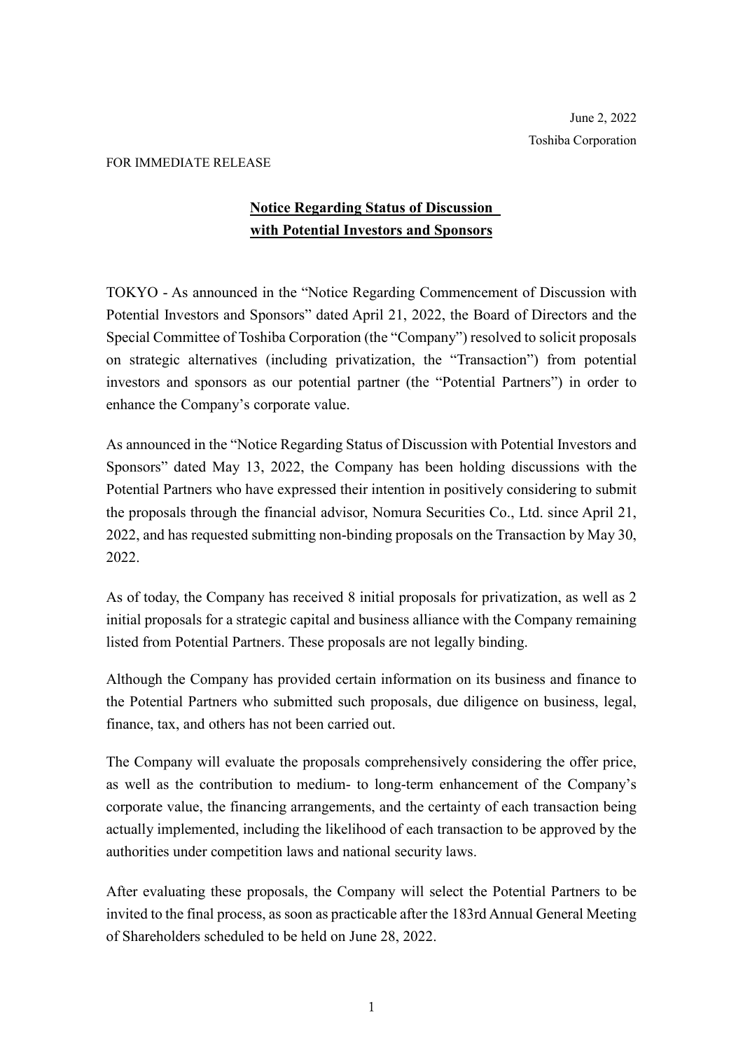June 2, 2022

Toshiba Corporation

FOR IMMEDIATE RELEASE

# Notice Regarding Status of Discussion with Potential Investors and Sponsors

TOKYO - As announced in the "Notice Regarding Commencement of Discussion with Potential Investors and Sponsors" dated April 21, 2022, the Board of Directors and the Special Committee of Toshiba Corporation (the "Company") resolved to solicit proposals on strategic alternatives (including privatization, the "Transaction") from potential investors and sponsors as our potential partner (the "Potential Partners") in order to enhance the Company's corporate value.

As announced in the "Notice Regarding Status of Discussion with Potential Investors and Sponsors" dated May 13, 2022, the Company has been holding discussions with the Potential Partners who have expressed their intention in positively considering to submit the proposals through the financial advisor, Nomura Securities Co., Ltd. since April 21, 2022, and has requested submitting non-binding proposals on the Transaction by May 30, 2022.

As of today, the Company has received 8 initial proposals for privatization, as well as 2 initial proposals for a strategic capital and business alliance with the Company remaining listed from Potential Partners. These proposals are not legally binding.

Although the Company has provided certain information on its business and finance to the Potential Partners who submitted such proposals, due diligence on business, legal, finance, tax, and others has not been carried out.

The Company will evaluate the proposals comprehensively considering the offer price, as well as the contribution to medium- to long-term enhancement of the Company's corporate value, the financing arrangements, and the certainty of each transaction being actually implemented, including the likelihood of each transaction to be approved by the authorities under competition laws and national security laws.

After evaluating these proposals, the Company will select the Potential Partners to be invited to the final process, as soon as practicable after the 183rd Annual General Meeting of Shareholders scheduled to be held on June 28, 2022.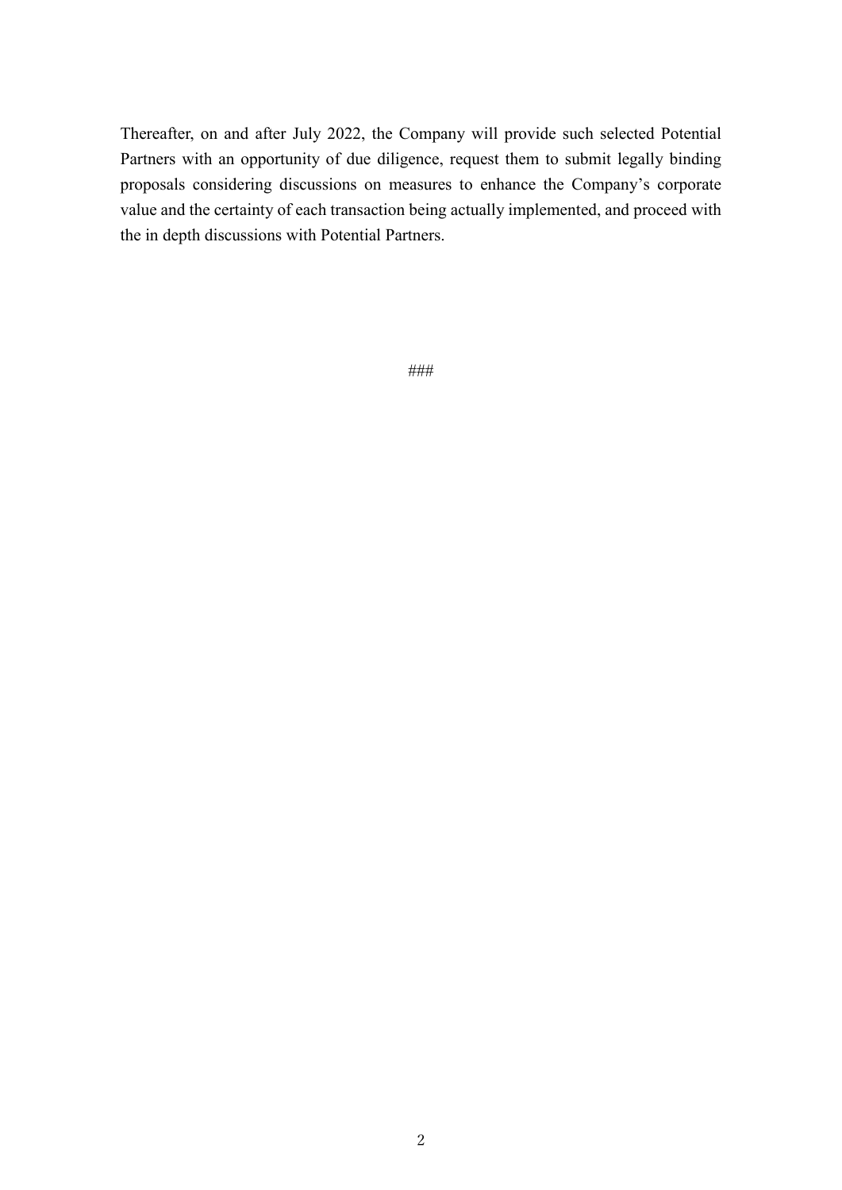Thereafter, on and after July 2022, the Company will provide such selected Potential Partners with an opportunity of due diligence, request them to submit legally binding proposals considering discussions on measures to enhance the Company's corporate value and the certainty of each transaction being actually implemented, and proceed with the in depth discussions with Potential Partners.

###